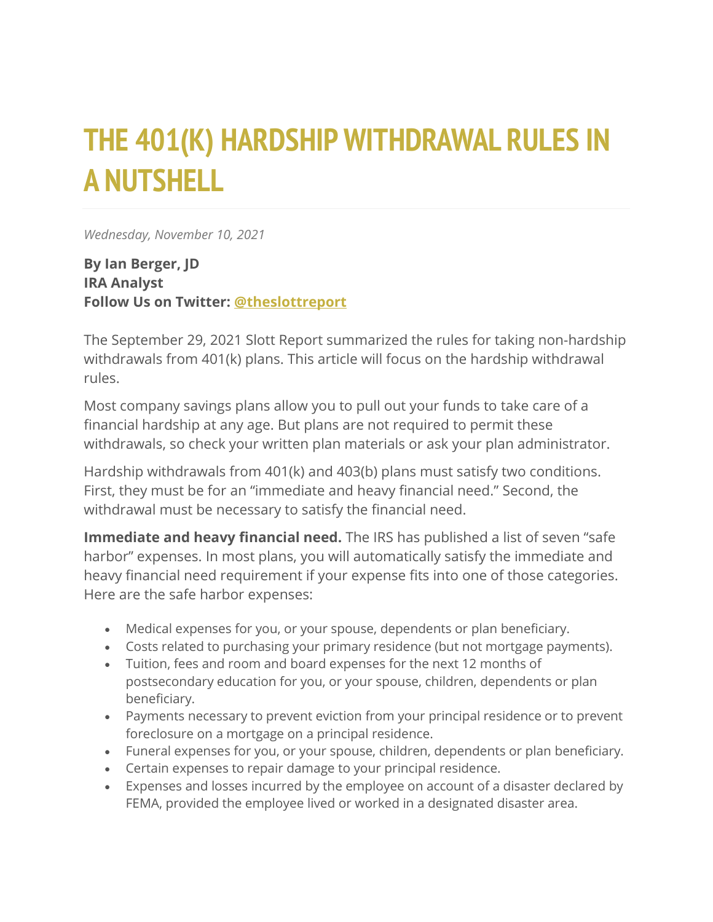# THE 401(K) HARDSHIP WITHDRAWAL RULES IN A NUTSHELL

*Wednesday, November 10, 2021*

**By Ian Berger, JD**
**IRA Analyst**
**Follow Us on Twitter: [@theslottreport]**

The September 29, 2021 Slott Report summarized the rules for taking non-hardship withdrawals from 401(k) plans. This article will focus on the hardship withdrawal rules.

Most company savings plans allow you to pull out your funds to take care of a financial hardship at any age. But plans are not required to permit these withdrawals, so check your written plan materials or ask your plan administrator.

Hardship withdrawals from 401(k) and 403(b) plans must satisfy two conditions. First, they must be for an "immediate and heavy financial need." Second, the withdrawal must be necessary to satisfy the financial need.

**Immediate and heavy financial need.** The IRS has published a list of seven "safe harbor" expenses. In most plans, you will automatically satisfy the immediate and heavy financial need requirement if your expense fits into one of those categories. Here are the safe harbor expenses:

- Medical expenses for you, or your spouse, dependents or plan beneficiary.
- Costs related to purchasing your primary residence (but not mortgage payments).
- Tuition, fees and room and board expenses for the next 12 months of postsecondary education for you, or your spouse, children, dependents or plan beneficiary.
- Payments necessary to prevent eviction from your principal residence or to prevent foreclosure on a mortgage on a principal residence.
- Funeral expenses for you, or your spouse, children, dependents or plan beneficiary.
- Certain expenses to repair damage to your principal residence.
- Expenses and losses incurred by the employee on account of a disaster declared by FEMA, provided the employee lived or worked in a designated disaster area.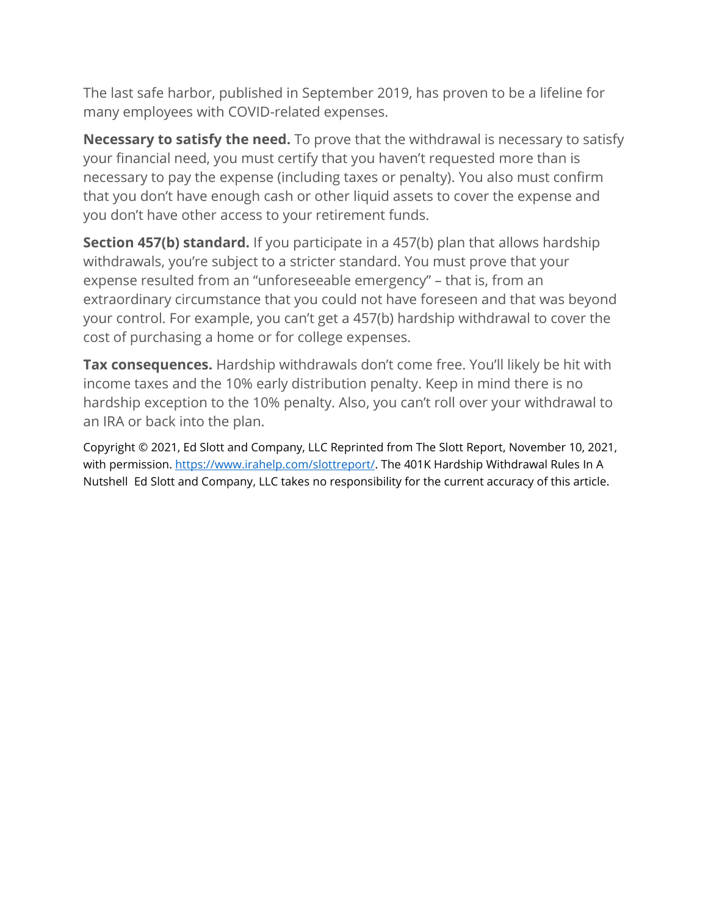The last safe harbor, published in September 2019, has proven to be a lifeline for many employees with COVID-related expenses.

**Necessary to satisfy the need.** To prove that the withdrawal is necessary to satisfy your financial need, you must certify that you haven't requested more than is necessary to pay the expense (including taxes or penalty). You also must confirm that you don't have enough cash or other liquid assets to cover the expense and you don't have other access to your retirement funds.

**Section 457(b) standard.** If you participate in a 457(b) plan that allows hardship withdrawals, you're subject to a stricter standard. You must prove that your expense resulted from an "unforeseeable emergency" – that is, from an extraordinary circumstance that you could not have foreseen and that was beyond your control. For example, you can't get a 457(b) hardship withdrawal to cover the cost of purchasing a home or for college expenses.

**Tax consequences.** Hardship withdrawals don't come free. You'll likely be hit with income taxes and the 10% early distribution penalty. Keep in mind there is no hardship exception to the 10% penalty. Also, you can't roll over your withdrawal to an IRA or back into the plan.

Copyright © 2021, Ed Slott and Company, LLC Reprinted from The Slott Report, November 10, 2021, with permission. [https://www.irahelp.com/slottreport/](https://www.irahelp.com/slottreport/). The 401K Hardship Withdrawal Rules In A Nutshell Ed Slott and Company, LLC takes no responsibility for the current accuracy of this article.